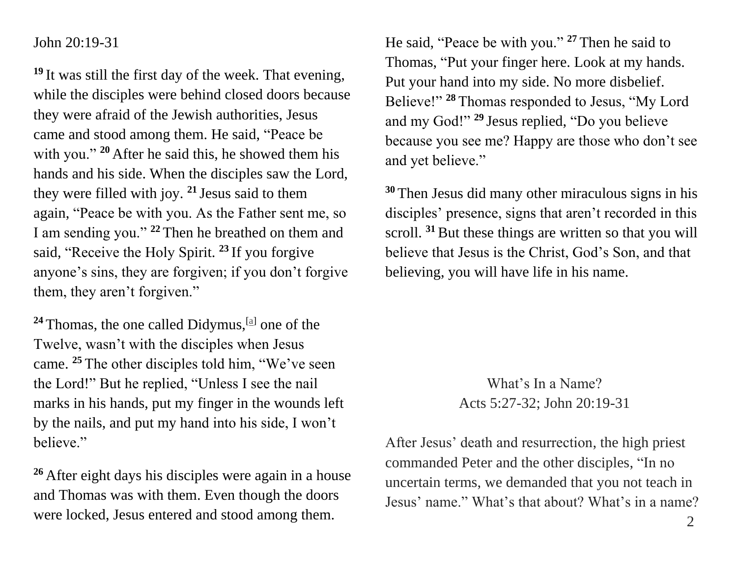John 20:19-31

[19] It was still the first day of the week. That evening, while the disciples were behind closed doors because they were afraid of the Jewish authorities, Jesus came and stood among them. He said, "Peace be with you." [20] After he said this, he showed them his hands and his side. When the disciples saw the Lord, they were filled with joy. [21] Jesus said to them again, "Peace be with you. As the Father sent me, so I am sending you." [22] Then he breathed on them and said, "Receive the Holy Spirit. [23] If you forgive anyone's sins, they are forgiven; if you don't forgive them, they aren't forgiven."

[24] Thomas, the one called Didymus,[a] one of the Twelve, wasn't with the disciples when Jesus came. [25] The other disciples told him, "We've seen the Lord!" But he replied, "Unless I see the nail marks in his hands, put my finger in the wounds left by the nails, and put my hand into his side, I won't believe."

[26] After eight days his disciples were again in a house and Thomas was with them. Even though the doors were locked, Jesus entered and stood among them. He said, "Peace be with you." [27] Then he said to Thomas, "Put your finger here. Look at my hands. Put your hand into my side. No more disbelief. Believe!" [28] Thomas responded to Jesus, "My Lord and my God!" [29] Jesus replied, "Do you believe because you see me? Happy are those who don't see and yet believe."

[30] Then Jesus did many other miraculous signs in his disciples' presence, signs that aren't recorded in this scroll. [31] But these things are written so that you will believe that Jesus is the Christ, God's Son, and that believing, you will have life in his name.

## What's In a Name?

### Acts 5:27-32; John 20:19-31

After Jesus' death and resurrection, the high priest commanded Peter and the other disciples, "In no uncertain terms, we demanded that you not teach in Jesus' name." What's that about? What's in a name?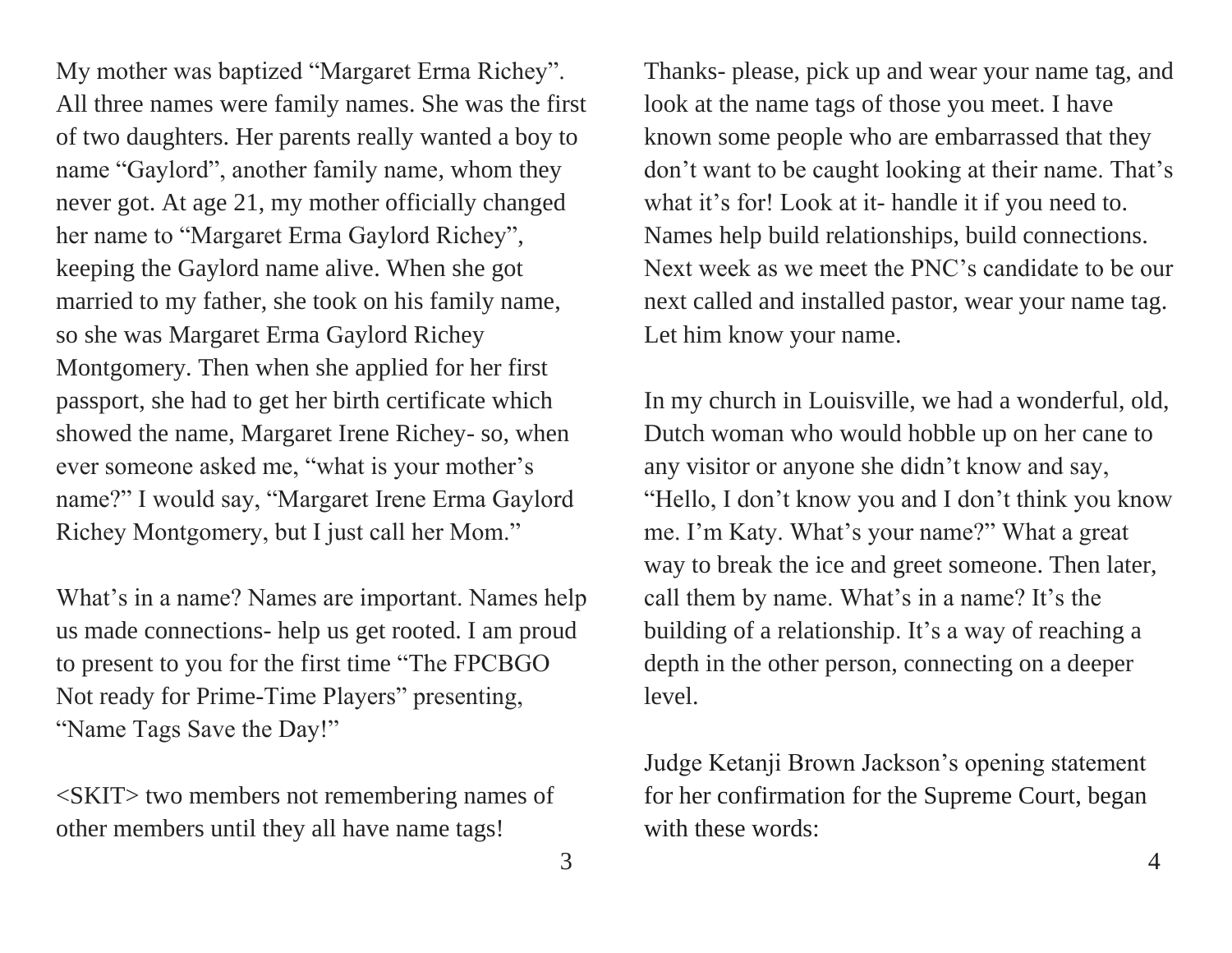My mother was baptized "Margaret Erma Richey". All three names were family names. She was the first of two daughters. Her parents really wanted a boy to name "Gaylord", another family name, whom they never got. At age 21, my mother officially changed her name to "Margaret Erma Gaylord Richey", keeping the Gaylord name alive. When she got married to my father, she took on his family name, so she was Margaret Erma Gaylord Richey Montgomery. Then when she applied for her first passport, she had to get her birth certificate which showed the name, Margaret Irene Richey- so, when ever someone asked me, "what is your mother's name?" I would say, "Margaret Irene Erma Gaylord Richey Montgomery, but I just call her Mom."

What's in a name? Names are important. Names help us made connections- help us get rooted. I am proud to present to you for the first time "The FPCBGO Not ready for Prime-Time Players" presenting, "Name Tags Save the Day!"

<SKIT> two members not remembering names of other members until they all have name tags!

Thanks- please, pick up and wear your name tag, and look at the name tags of those you meet. I have known some people who are embarrassed that they don't want to be caught looking at their name. That's what it's for! Look at it- handle it if you need to. Names help build relationships, build connections. Next week as we meet the PNC's candidate to be our next called and installed pastor, wear your name tag. Let him know your name.

In my church in Louisville, we had a wonderful, old, Dutch woman who would hobble up on her cane to any visitor or anyone she didn't know and say, "Hello, I don't know you and I don't think you know me. I'm Katy. What's your name?" What a great way to break the ice and greet someone. Then later, call them by name. What's in a name? It's the building of a relationship. It's a way of reaching a depth in the other person, connecting on a deeper level.

Judge Ketanji Brown Jackson's opening statement for her confirmation for the Supreme Court, began with these words: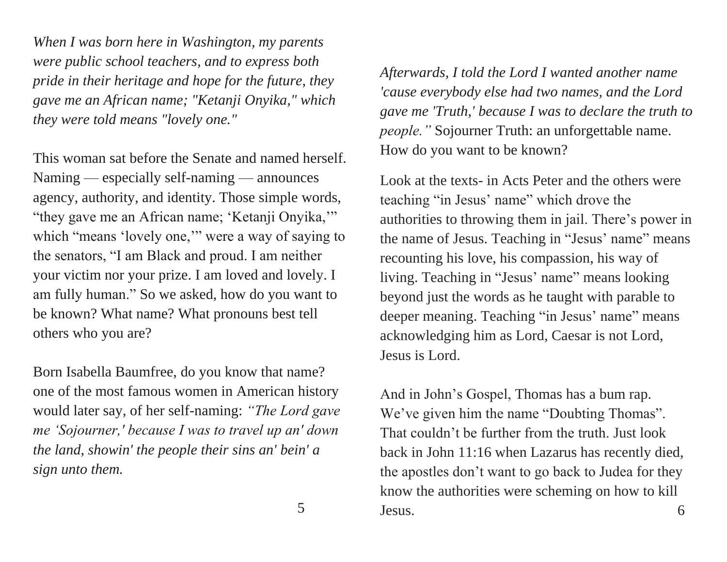*When I was born here in Washington, my parents were public school teachers, and to express both pride in their heritage and hope for the future, they gave me an African name; "Ketanji Onyika," which they were told means "lovely one."*

This woman sat before the Senate and named herself. Naming — especially self-naming — announces agency, authority, and identity. Those simple words, "they gave me an African name; 'Ketanji Onyika,'" which "means 'lovely one,'" were a way of saying to the senators, "I am Black and proud. I am neither your victim nor your prize. I am loved and lovely. I am fully human." So we asked, how do you want to be known? What name? What pronouns best tell others who you are?

Born Isabella Baumfree, do you know that name? one of the most famous women in American history would later say, of her self-naming: *"The Lord gave me 'Sojourner,' because I was to travel up an' down the land, showin' the people their sins an' bein' a sign unto them.*

*Afterwards, I told the Lord I wanted another name 'cause everybody else had two names, and the Lord gave me 'Truth,' because I was to declare the truth to people."* Sojourner Truth: an unforgettable name. How do you want to be known?

Look at the texts- in Acts Peter and the others were teaching "in Jesus' name" which drove the authorities to throwing them in jail. There's power in the name of Jesus. Teaching in "Jesus' name" means recounting his love, his compassion, his way of living. Teaching in "Jesus' name" means looking beyond just the words as he taught with parable to deeper meaning. Teaching "in Jesus' name" means acknowledging him as Lord, Caesar is not Lord, Jesus is Lord.

And in John's Gospel, Thomas has a bum rap. We've given him the name "Doubting Thomas". That couldn't be further from the truth. Just look back in John 11:16 when Lazarus has recently died, the apostles don't want to go back to Judea for they know the authorities were scheming on how to kill Jesus.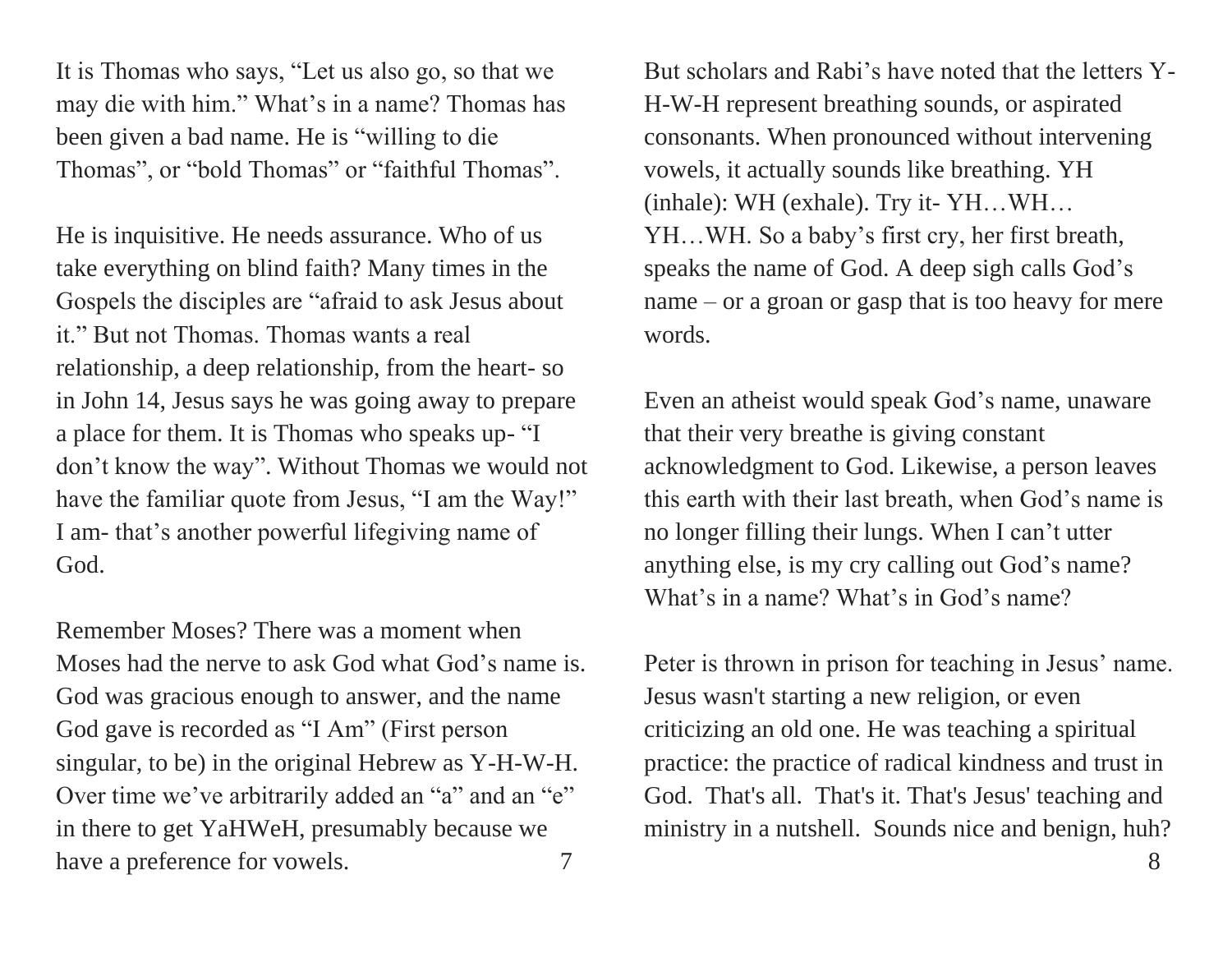It is Thomas who says, "Let us also go, so that we may die with him." What's in a name? Thomas has been given a bad name. He is "willing to die Thomas", or "bold Thomas" or "faithful Thomas".

He is inquisitive. He needs assurance. Who of us take everything on blind faith? Many times in the Gospels the disciples are "afraid to ask Jesus about it." But not Thomas. Thomas wants a real relationship, a deep relationship, from the heart- so in John 14, Jesus says he was going away to prepare a place for them. It is Thomas who speaks up- "I don't know the way". Without Thomas we would not have the familiar quote from Jesus, "I am the Way!" I am- that's another powerful lifegiving name of God.

Remember Moses? There was a moment when Moses had the nerve to ask God what God's name is. God was gracious enough to answer, and the name God gave is recorded as "I Am" (First person singular, to be) in the original Hebrew as Y-H-W-H. Over time we've arbitrarily added an "a" and an "e" in there to get YaHWeH, presumably because we have a preference for vowels.

But scholars and Rabi's have noted that the letters Y-H-W-H represent breathing sounds, or aspirated consonants. When pronounced without intervening vowels, it actually sounds like breathing. YH (inhale): WH (exhale). Try it- YH…WH… YH…WH. So a baby's first cry, her first breath, speaks the name of God. A deep sigh calls God's name – or a groan or gasp that is too heavy for mere words.

Even an atheist would speak God's name, unaware that their very breathe is giving constant acknowledgment to God. Likewise, a person leaves this earth with their last breath, when God's name is no longer filling their lungs. When I can't utter anything else, is my cry calling out God's name? What's in a name? What's in God's name?

Peter is thrown in prison for teaching in Jesus' name. Jesus wasn't starting a new religion, or even criticizing an old one. He was teaching a spiritual practice: the practice of radical kindness and trust in God. That's all. That's it. That's Jesus' teaching and ministry in a nutshell. Sounds nice and benign, huh?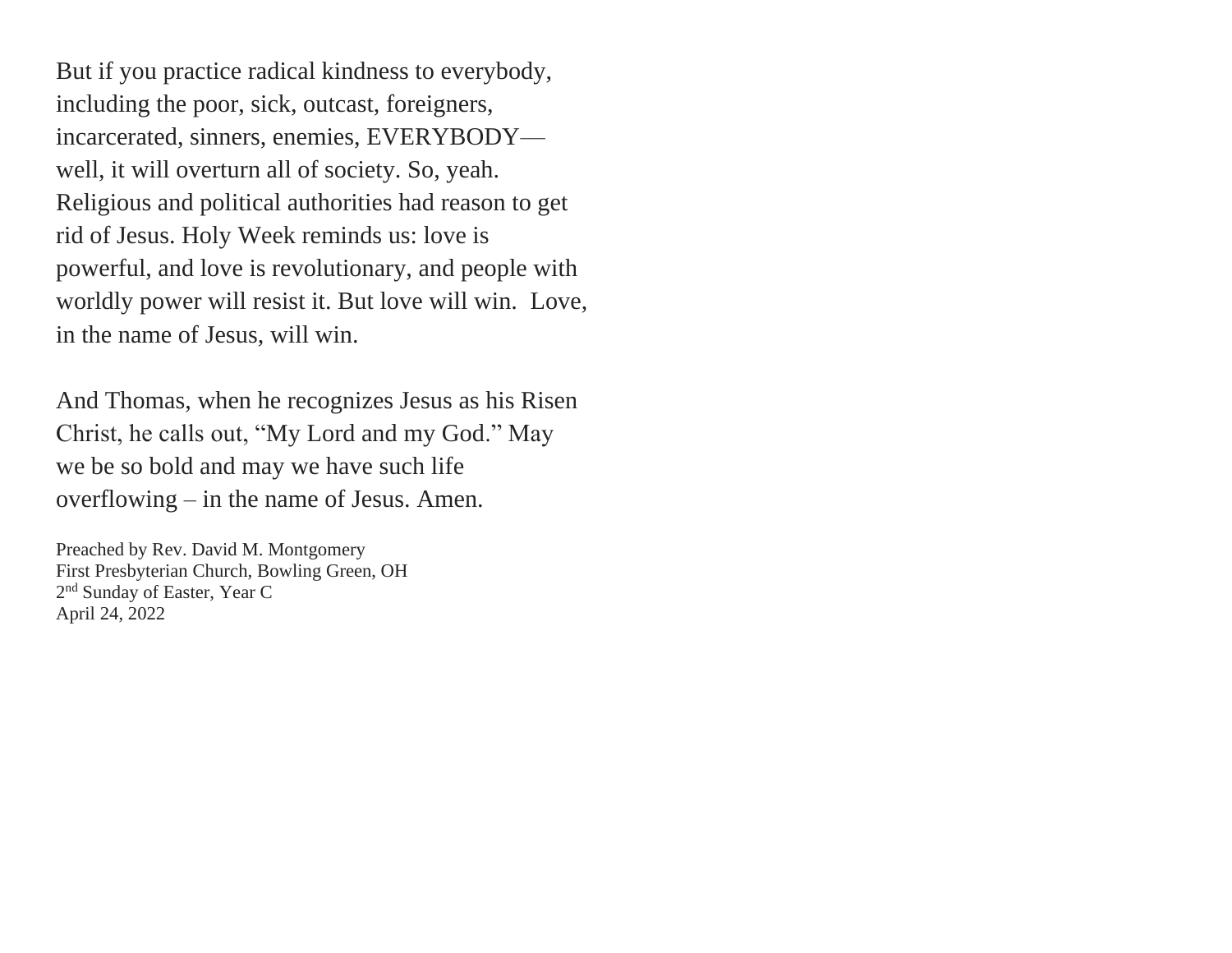But if you practice radical kindness to everybody, including the poor, sick, outcast, foreigners, incarcerated, sinners, enemies, EVERYBODY—well, it will overturn all of society. So, yeah. Religious and political authorities had reason to get rid of Jesus. Holy Week reminds us: love is powerful, and love is revolutionary, and people with worldly power will resist it. But love will win. Love, in the name of Jesus, will win.

And Thomas, when he recognizes Jesus as his Risen Christ, he calls out, "My Lord and my God." May we be so bold and may we have such life overflowing – in the name of Jesus. Amen.

Preached by Rev. David M. Montgomery
First Presbyterian Church, Bowling Green, OH
2nd Sunday of Easter, Year C
April 24, 2022